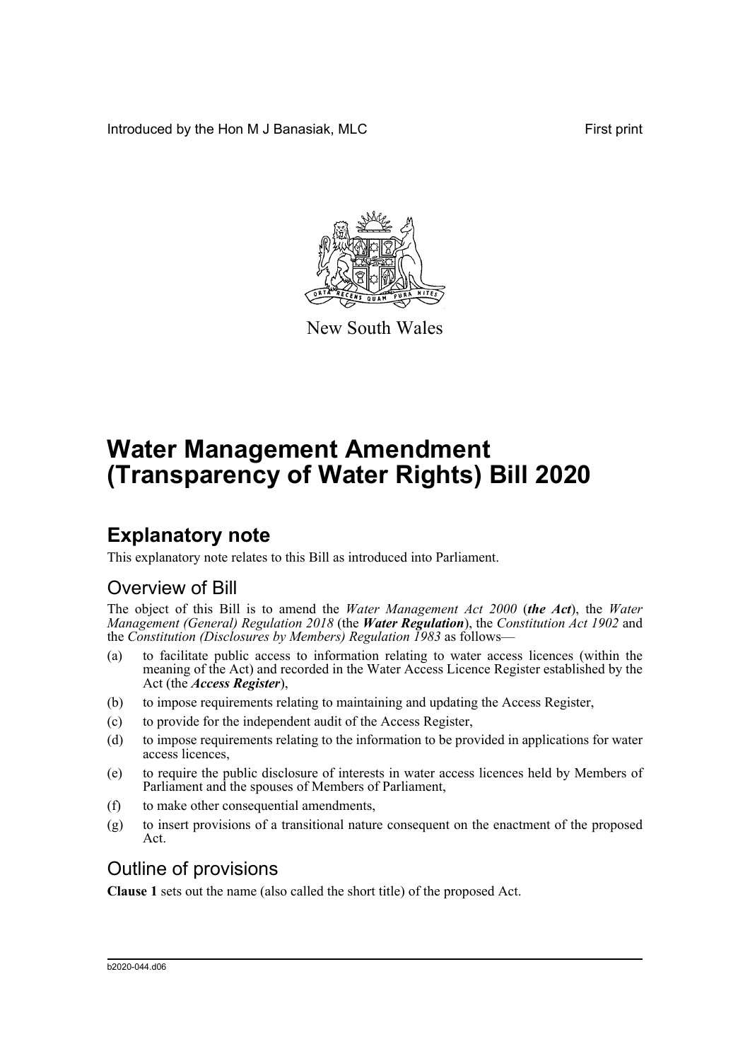Introduced by the Hon M J Banasiak, MLC First print

New South Wales

# Water Management Amendment (Transparency of Water Rights) Bill 2020

## Explanatory note

This explanatory note relates to this Bill as introduced into Parliament.

### Overview of Bill

The object of this Bill is to amend the *Water Management Act 2000* (***the Act***), the *Water Management (General) Regulation 2018* (the ***Water Regulation***), the *Constitution Act 1902* and the *Constitution (Disclosures by Members) Regulation 1983* as follows—

(a) to facilitate public access to information relating to water access licences (within the meaning of the Act) and recorded in the Water Access Licence Register established by the Act (the ***Access Register***),

(b) to impose requirements relating to maintaining and updating the Access Register,

(c) to provide for the independent audit of the Access Register,

(d) to impose requirements relating to the information to be provided in applications for water access licences,

(e) to require the public disclosure of interests in water access licences held by Members of Parliament and the spouses of Members of Parliament,

(f) to make other consequential amendments,

(g) to insert provisions of a transitional nature consequent on the enactment of the proposed Act.

### Outline of provisions

**Clause 1** sets out the name (also called the short title) of the proposed Act.

b2020-044.d06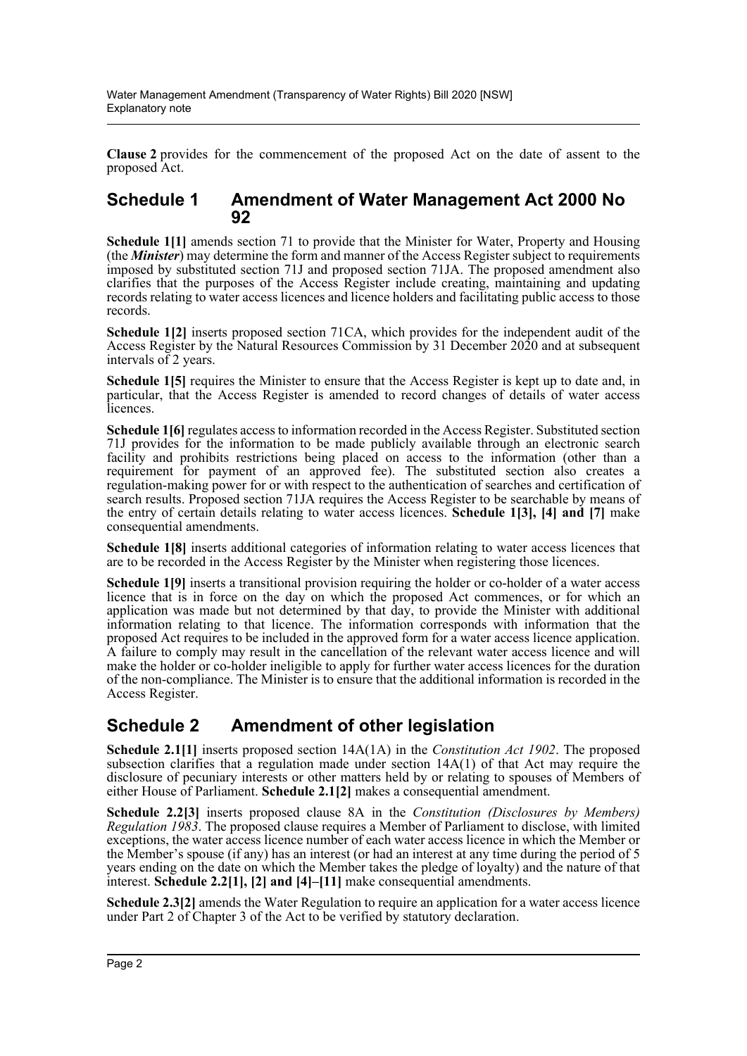**Clause 2** provides for the commencement of the proposed Act on the date of assent to the proposed Act.

## Schedule 1 Amendment of Water Management Act 2000 No 92

**Schedule 1[1]** amends section 71 to provide that the Minister for Water, Property and Housing (the ***Minister***) may determine the form and manner of the Access Register subject to requirements imposed by substituted section 71J and proposed section 71JA. The proposed amendment also clarifies that the purposes of the Access Register include creating, maintaining and updating records relating to water access licences and licence holders and facilitating public access to those records.

**Schedule 1[2]** inserts proposed section 71CA, which provides for the independent audit of the Access Register by the Natural Resources Commission by 31 December 2020 and at subsequent intervals of 2 years.

**Schedule 1[5]** requires the Minister to ensure that the Access Register is kept up to date and, in particular, that the Access Register is amended to record changes of details of water access licences.

**Schedule 1[6]** regulates access to information recorded in the Access Register. Substituted section 71J provides for the information to be made publicly available through an electronic search facility and prohibits restrictions being placed on access to the information (other than a requirement for payment of an approved fee). The substituted section also creates a regulation-making power for or with respect to the authentication of searches and certification of search results. Proposed section 71JA requires the Access Register to be searchable by means of the entry of certain details relating to water access licences. **Schedule 1[3], [4] and [7]** make consequential amendments.

**Schedule 1[8]** inserts additional categories of information relating to water access licences that are to be recorded in the Access Register by the Minister when registering those licences.

**Schedule 1[9]** inserts a transitional provision requiring the holder or co-holder of a water access licence that is in force on the day on which the proposed Act commences, or for which an application was made but not determined by that day, to provide the Minister with additional information relating to that licence. The information corresponds with information that the proposed Act requires to be included in the approved form for a water access licence application. A failure to comply may result in the cancellation of the relevant water access licence and will make the holder or co-holder ineligible to apply for further water access licences for the duration of the non-compliance. The Minister is to ensure that the additional information is recorded in the Access Register.

## Schedule 2 Amendment of other legislation

**Schedule 2.1[1]** inserts proposed section 14A(1A) in the *Constitution Act 1902*. The proposed subsection clarifies that a regulation made under section 14A(1) of that Act may require the disclosure of pecuniary interests or other matters held by or relating to spouses of Members of either House of Parliament. **Schedule 2.1[2]** makes a consequential amendment.

**Schedule 2.2[3]** inserts proposed clause 8A in the *Constitution (Disclosures by Members) Regulation 1983*. The proposed clause requires a Member of Parliament to disclose, with limited exceptions, the water access licence number of each water access licence in which the Member or the Member's spouse (if any) has an interest (or had an interest at any time during the period of 5 years ending on the date on which the Member takes the pledge of loyalty) and the nature of that interest. **Schedule 2.2[1], [2] and [4]–[11]** make consequential amendments.

**Schedule 2.3[2]** amends the Water Regulation to require an application for a water access licence under Part 2 of Chapter 3 of the Act to be verified by statutory declaration.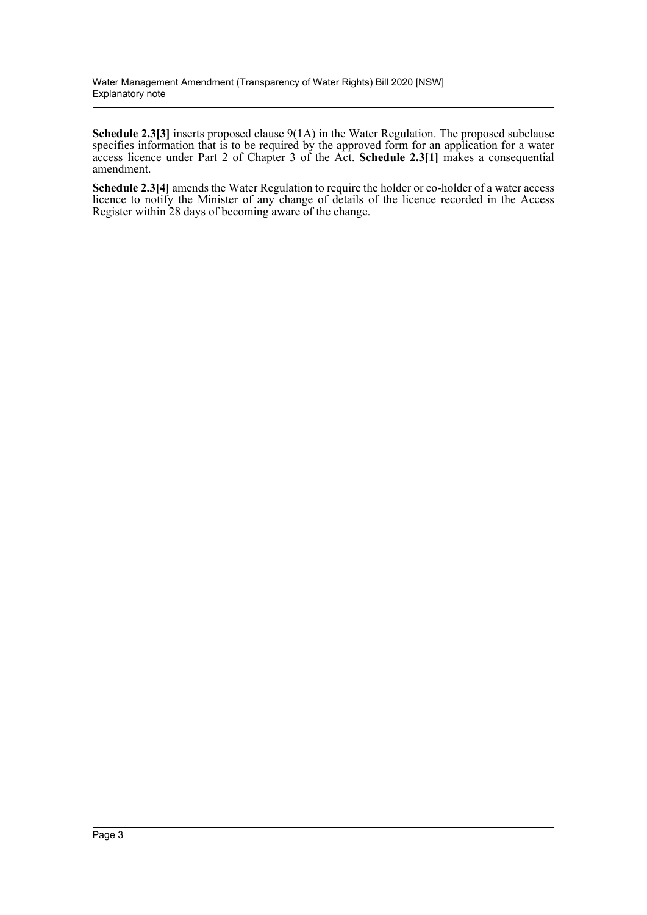**Schedule 2.3[3]** inserts proposed clause 9(1A) in the Water Regulation. The proposed subclause specifies information that is to be required by the approved form for an application for a water access licence under Part 2 of Chapter 3 of the Act. **Schedule 2.3[1]** makes a consequential amendment.

**Schedule 2.3[4]** amends the Water Regulation to require the holder or co-holder of a water access licence to notify the Minister of any change of details of the licence recorded in the Access Register within 28 days of becoming aware of the change.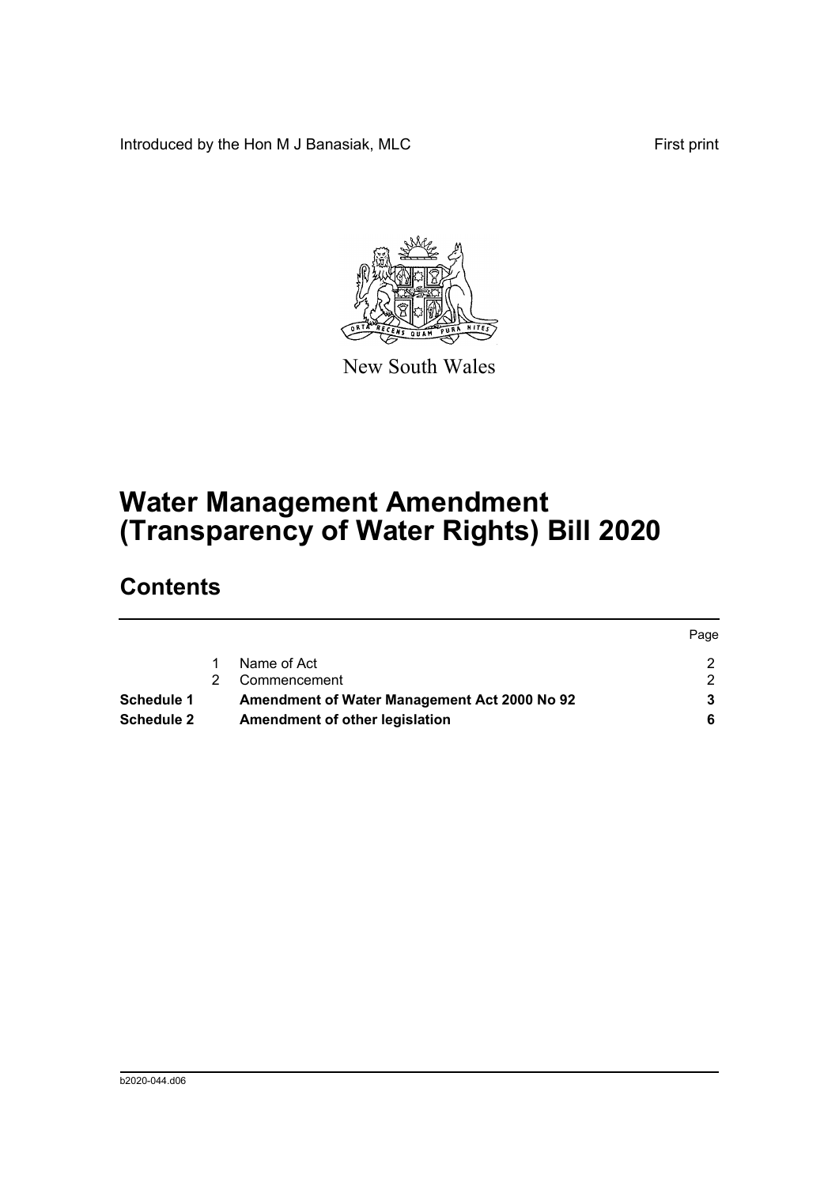Introduced by the Hon M J Banasiak, MLC First print

New South Wales

# Water Management Amendment (Transparency of Water Rights) Bill 2020

## Contents

| | | | Page |
|---|---|---|---|
| | 1 | Name of Act | 2 |
| | 2 | Commencement | 2 |
| **Schedule 1** | | **Amendment of Water Management Act 2000 No 92** | **3** |
| **Schedule 2** | | **Amendment of other legislation** | **6** |

b2020-044.d06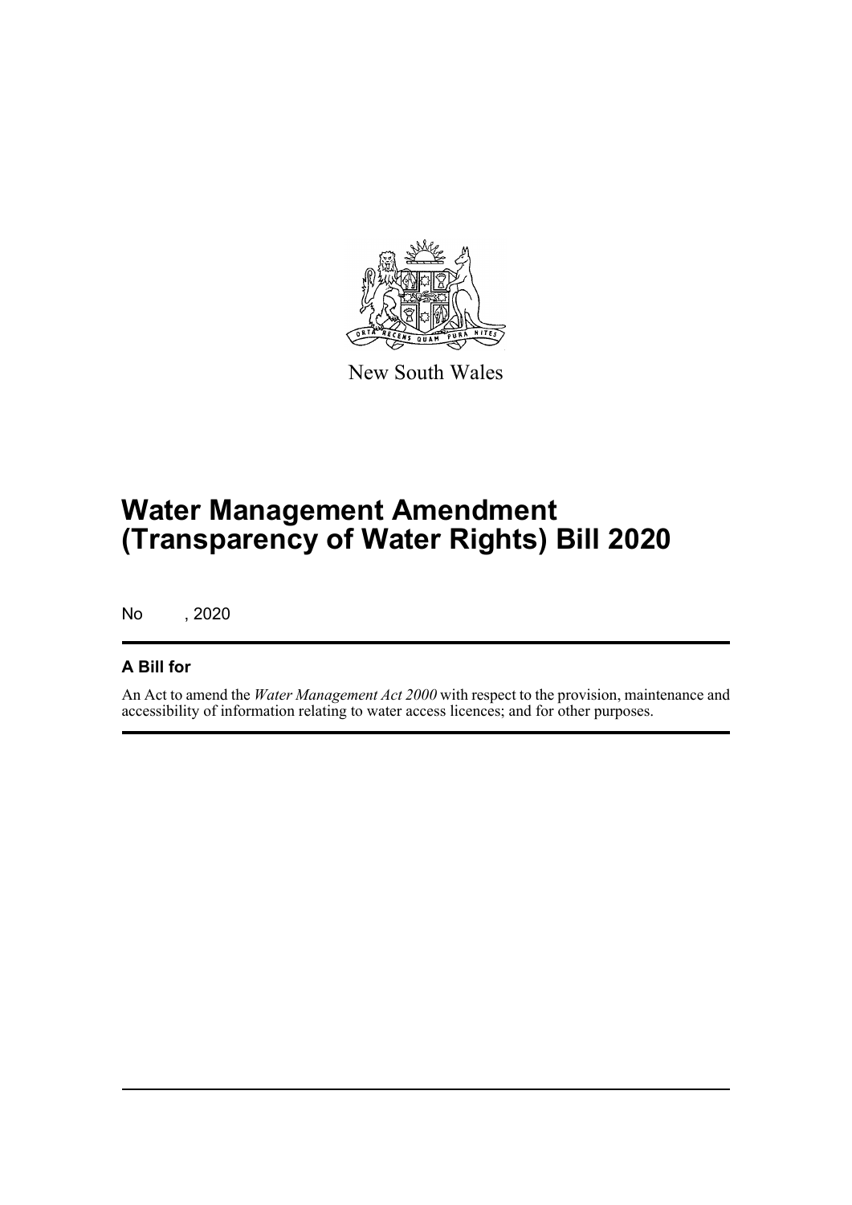New South Wales

# Water Management Amendment (Transparency of Water Rights) Bill 2020

No , 2020

## A Bill for

An Act to amend the *Water Management Act 2000* with respect to the provision, maintenance and accessibility of information relating to water access licences; and for other purposes.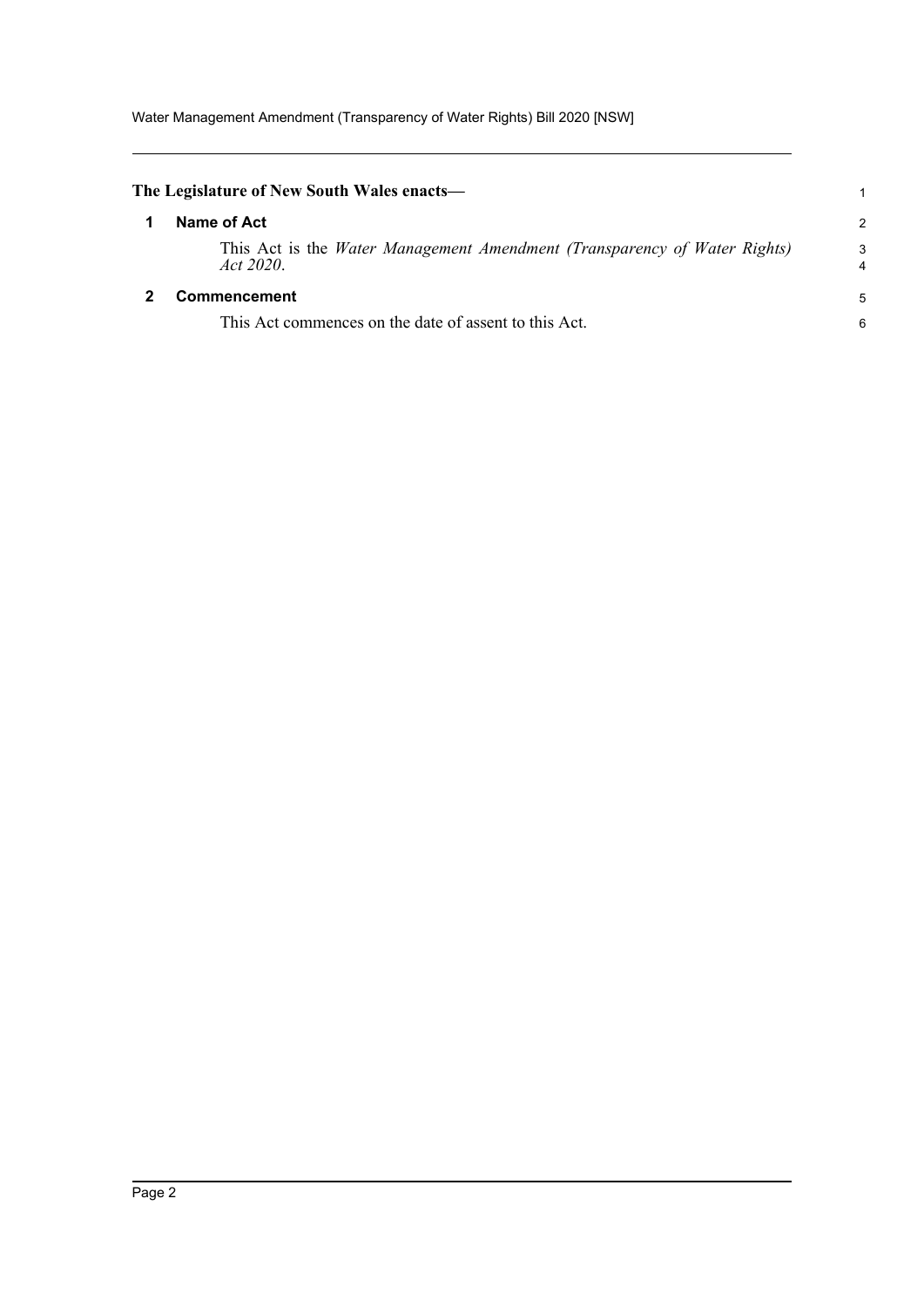**The Legislature of New South Wales enacts—**

## 1 Name of Act

This Act is the *Water Management Amendment (Transparency of Water Rights) Act 2020*.

## 2 Commencement

This Act commences on the date of assent to this Act.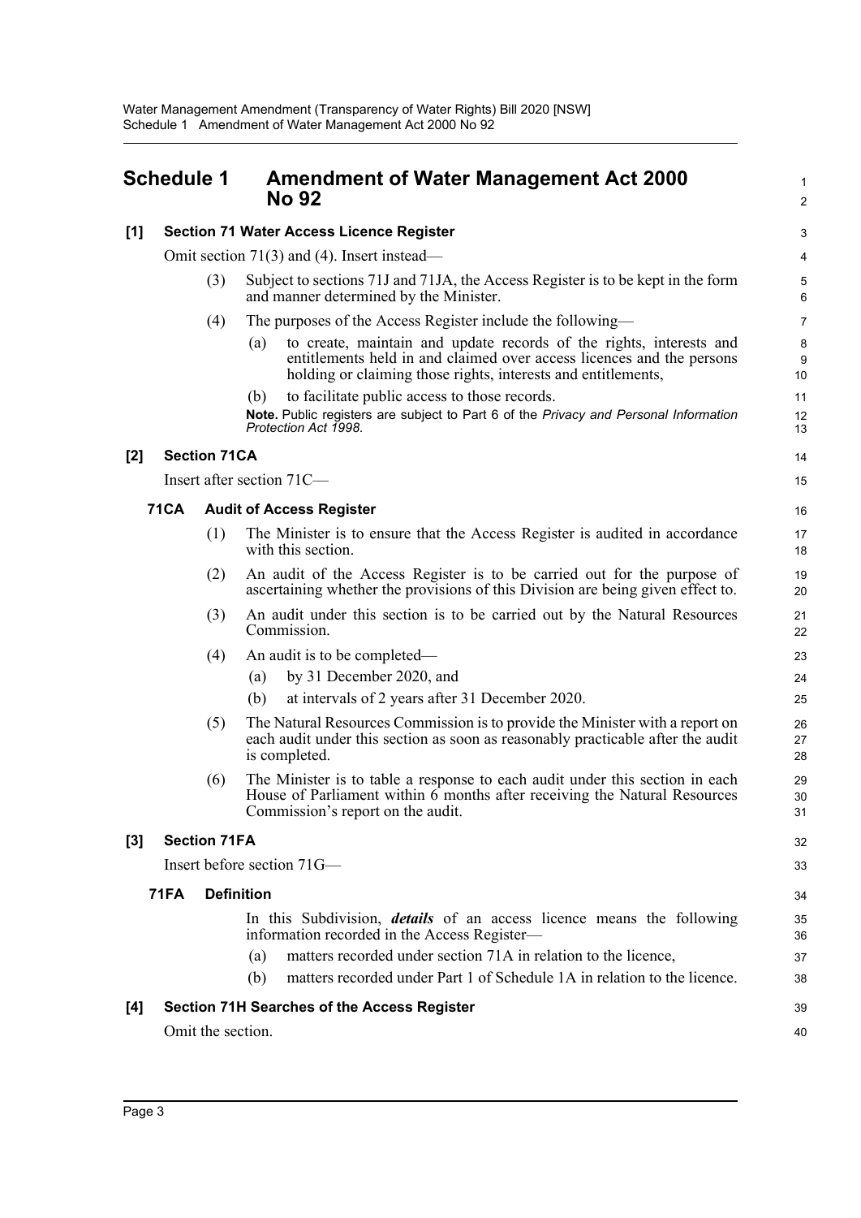## Schedule 1 Amendment of Water Management Act 2000 No 92

**[1] Section 71 Water Access Licence Register**

Omit section 71(3) and (4). Insert instead—

(3) Subject to sections 71J and 71JA, the Access Register is to be kept in the form and manner determined by the Minister.

(4) The purposes of the Access Register include the following—

(a) to create, maintain and update records of the rights, interests and entitlements held in and claimed over access licences and the persons holding or claiming those rights, interests and entitlements,

(b) to facilitate public access to those records.

**Note.** Public registers are subject to Part 6 of the *Privacy and Personal Information Protection Act 1998*.

**[2] Section 71CA**

Insert after section 71C—

**71CA Audit of Access Register**

(1) The Minister is to ensure that the Access Register is audited in accordance with this section.

(2) An audit of the Access Register is to be carried out for the purpose of ascertaining whether the provisions of this Division are being given effect to.

(3) An audit under this section is to be carried out by the Natural Resources Commission.

(4) An audit is to be completed—

(a) by 31 December 2020, and

(b) at intervals of 2 years after 31 December 2020.

(5) The Natural Resources Commission is to provide the Minister with a report on each audit under this section as soon as reasonably practicable after the audit is completed.

(6) The Minister is to table a response to each audit under this section in each House of Parliament within 6 months after receiving the Natural Resources Commission's report on the audit.

**[3] Section 71FA**

Insert before section 71G—

**71FA Definition**

In this Subdivision, ***details*** of an access licence means the following information recorded in the Access Register—

(a) matters recorded under section 71A in relation to the licence,

(b) matters recorded under Part 1 of Schedule 1A in relation to the licence.

**[4] Section 71H Searches of the Access Register**

Omit the section.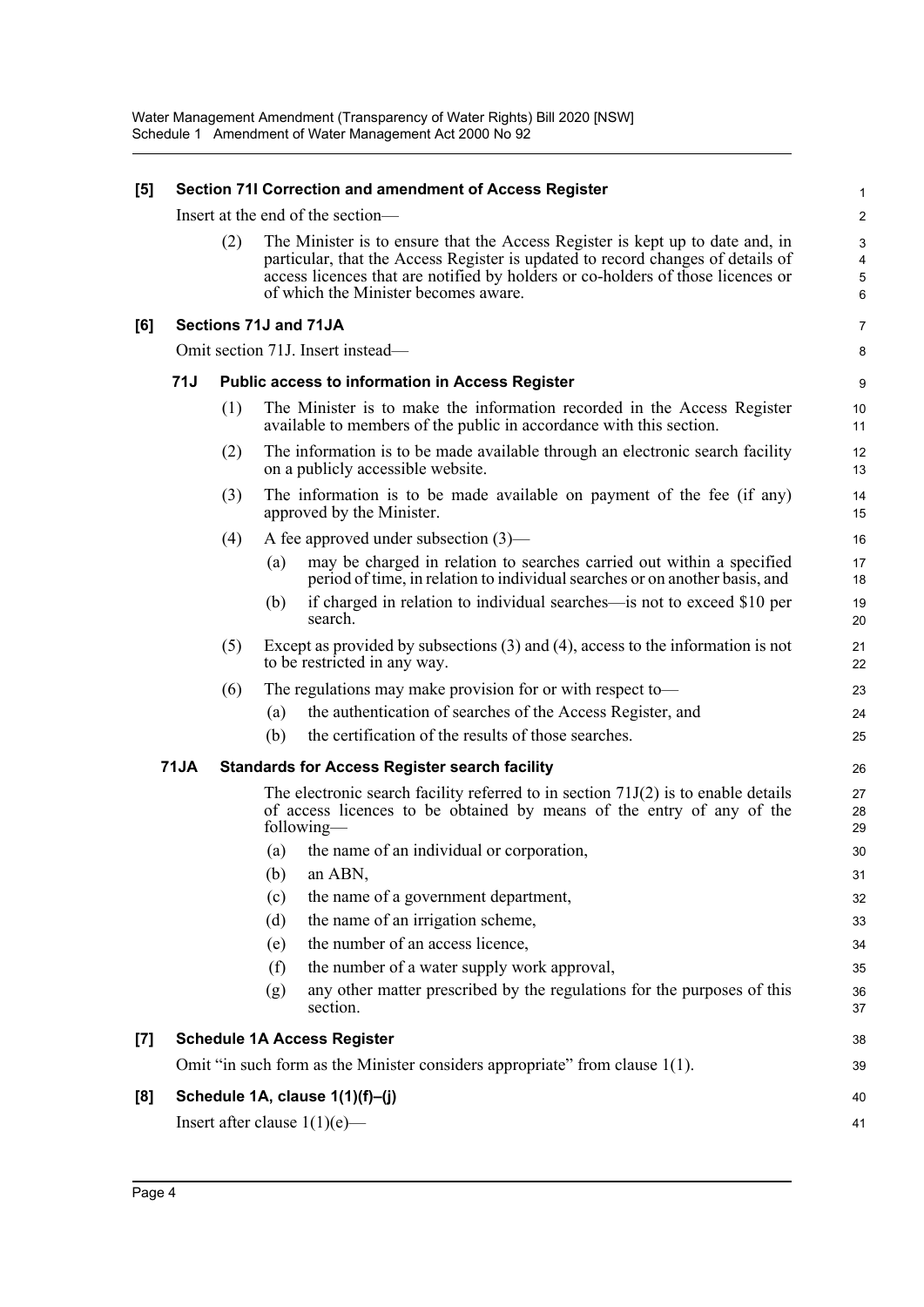**[5] Section 71I Correction and amendment of Access Register**

Insert at the end of the section—

(2) The Minister is to ensure that the Access Register is kept up to date and, in particular, that the Access Register is updated to record changes of details of access licences that are notified by holders or co-holders of those licences or of which the Minister becomes aware.

**[6] Sections 71J and 71JA**

Omit section 71J. Insert instead—

**71J Public access to information in Access Register**

(1) The Minister is to make the information recorded in the Access Register available to members of the public in accordance with this section.

(2) The information is to be made available through an electronic search facility on a publicly accessible website.

(3) The information is to be made available on payment of the fee (if any) approved by the Minister.

(4) A fee approved under subsection (3)—

(a) may be charged in relation to searches carried out within a specified period of time, in relation to individual searches or on another basis, and

(b) if charged in relation to individual searches—is not to exceed $10 per search.

(5) Except as provided by subsections (3) and (4), access to the information is not to be restricted in any way.

(6) The regulations may make provision for or with respect to—

(a) the authentication of searches of the Access Register, and

(b) the certification of the results of those searches.

**71JA Standards for Access Register search facility**

The electronic search facility referred to in section 71J(2) is to enable details of access licences to be obtained by means of the entry of any of the following—

(a) the name of an individual or corporation,

(b) an ABN,

(c) the name of a government department,

(d) the name of an irrigation scheme,

(e) the number of an access licence,

(f) the number of a water supply work approval,

(g) any other matter prescribed by the regulations for the purposes of this section.

**[7] Schedule 1A Access Register**

Omit "in such form as the Minister considers appropriate" from clause 1(1).

**[8] Schedule 1A, clause 1(1)(f)–(j)**

Insert after clause 1(1)(e)—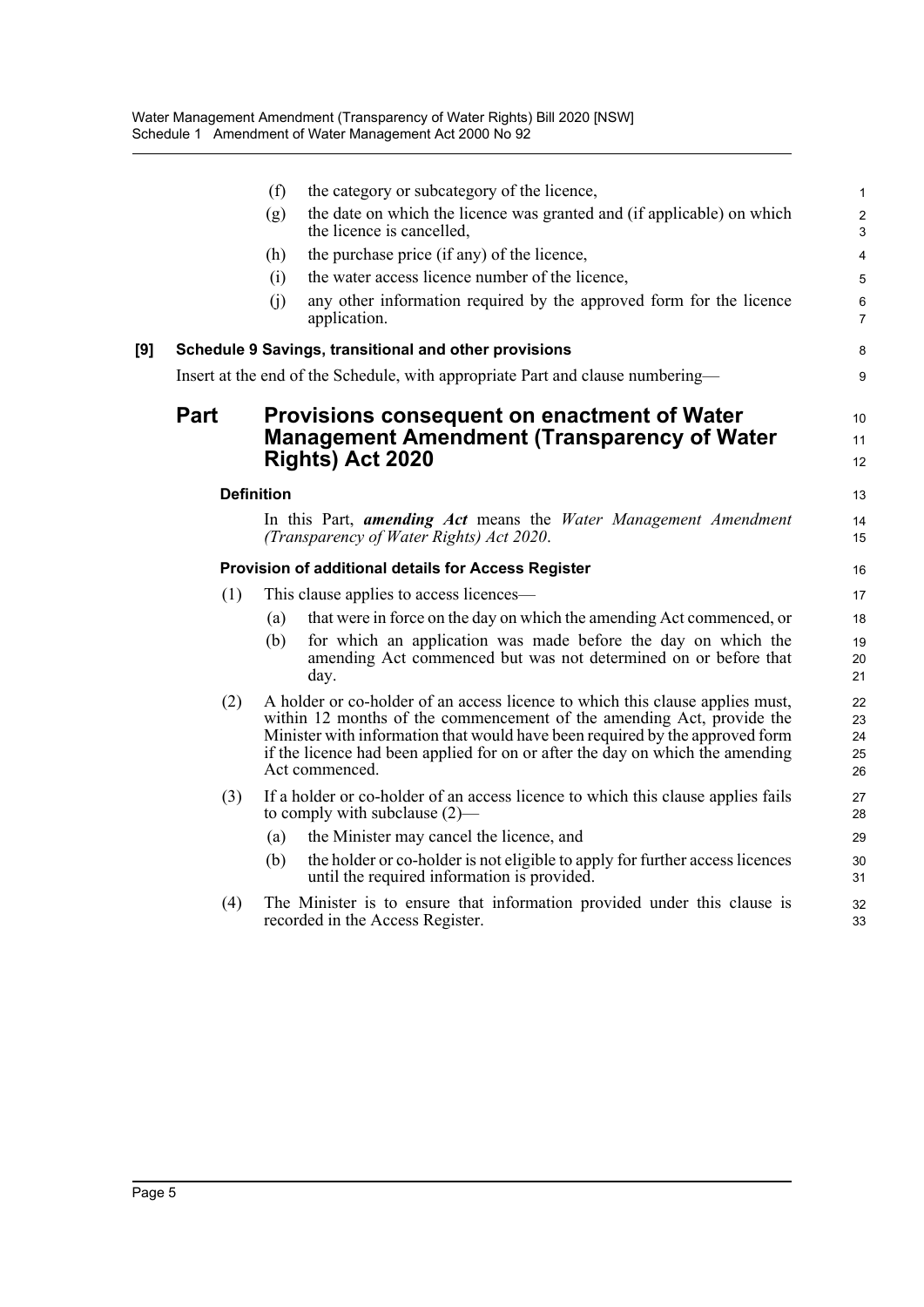(f) the category or subcategory of the licence,

(g) the date on which the licence was granted and (if applicable) on which the licence is cancelled,

(h) the purchase price (if any) of the licence,

(i) the water access licence number of the licence,

(j) any other information required by the approved form for the licence application.

**[9] Schedule 9 Savings, transitional and other provisions**

Insert at the end of the Schedule, with appropriate Part and clause numbering—

# Part Provisions consequent on enactment of Water Management Amendment (Transparency of Water Rights) Act 2020

### Definition

In this Part, ***amending Act*** means the *Water Management Amendment (Transparency of Water Rights) Act 2020*.

### Provision of additional details for Access Register

(1) This clause applies to access licences—

(a) that were in force on the day on which the amending Act commenced, or

(b) for which an application was made before the day on which the amending Act commenced but was not determined on or before that day.

(2) A holder or co-holder of an access licence to which this clause applies must, within 12 months of the commencement of the amending Act, provide the Minister with information that would have been required by the approved form if the licence had been applied for on or after the day on which the amending Act commenced.

(3) If a holder or co-holder of an access licence to which this clause applies fails to comply with subclause (2)—

(a) the Minister may cancel the licence, and

(b) the holder or co-holder is not eligible to apply for further access licences until the required information is provided.

(4) The Minister is to ensure that information provided under this clause is recorded in the Access Register.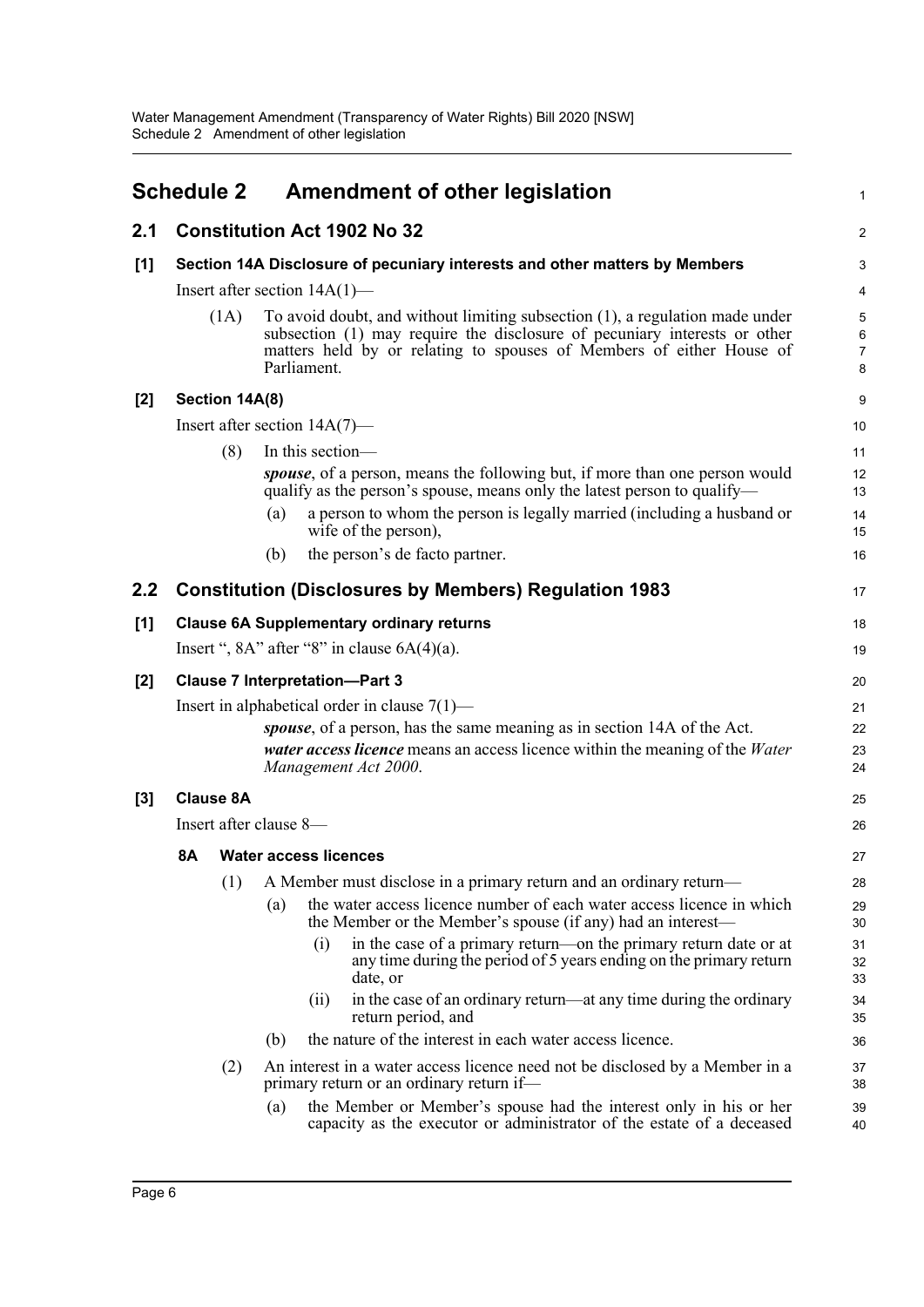## Schedule 2 Amendment of other legislation

### 2.1 Constitution Act 1902 No 32

**[1] Section 14A Disclosure of pecuniary interests and other matters by Members**

Insert after section 14A(1)—

(1A) To avoid doubt, and without limiting subsection (1), a regulation made under subsection (1) may require the disclosure of pecuniary interests or other matters held by or relating to spouses of Members of either House of Parliament.

**[2] Section 14A(8)**

Insert after section 14A(7)—

(8) In this section—

***spouse***, of a person, means the following but, if more than one person would qualify as the person's spouse, means only the latest person to qualify—

(a) a person to whom the person is legally married (including a husband or wife of the person),

(b) the person's de facto partner.

### 2.2 Constitution (Disclosures by Members) Regulation 1983

**[1] Clause 6A Supplementary ordinary returns**

Insert ", 8A" after "8" in clause 6A(4)(a).

**[2] Clause 7 Interpretation—Part 3**

Insert in alphabetical order in clause 7(1)—

***spouse***, of a person, has the same meaning as in section 14A of the Act.

***water access licence*** means an access licence within the meaning of the *Water Management Act 2000*.

**[3] Clause 8A**

Insert after clause 8—

**8A Water access licences**

(1) A Member must disclose in a primary return and an ordinary return—

(a) the water access licence number of each water access licence in which the Member or the Member's spouse (if any) had an interest—

(i) in the case of a primary return—on the primary return date or at any time during the period of 5 years ending on the primary return date, or

(ii) in the case of an ordinary return—at any time during the ordinary return period, and

(b) the nature of the interest in each water access licence.

(2) An interest in a water access licence need not be disclosed by a Member in a primary return or an ordinary return if—

(a) the Member or Member's spouse had the interest only in his or her capacity as the executor or administrator of the estate of a deceased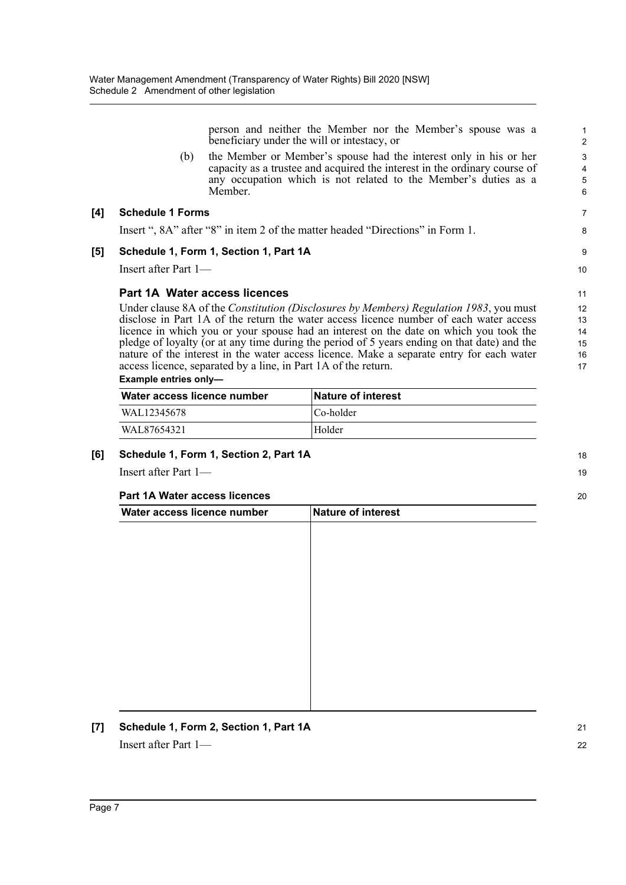person and neither the Member nor the Member's spouse was a beneficiary under the will or intestacy, or

(b) the Member or Member's spouse had the interest only in his or her capacity as a trustee and acquired the interest in the ordinary course of any occupation which is not related to the Member's duties as a Member.

**[4] Schedule 1 Forms**

Insert ", 8A" after "8" in item 2 of the matter headed "Directions" in Form 1.

**[5] Schedule 1, Form 1, Section 1, Part 1A**

Insert after Part 1—

### Part 1A Water access licences

Under clause 8A of the *Constitution (Disclosures by Members) Regulation 1983*, you must disclose in Part 1A of the return the water access licence number of each water access licence in which you or your spouse had an interest on the date on which you took the pledge of loyalty (or at any time during the period of 5 years ending on that date) and the nature of the interest in the water access licence. Make a separate entry for each water access licence, separated by a line, in Part 1A of the return.

**Example entries only—**

| Water access licence number | Nature of interest |
|---|---|
| WAL12345678 | Co-holder |
| WAL87654321 | Holder |

**[6] Schedule 1, Form 1, Section 2, Part 1A**

Insert after Part 1—

**Part 1A Water access licences**

| Water access licence number | Nature of interest |
|---|---|
| | |

**[7] Schedule 1, Form 2, Section 1, Part 1A**

Insert after Part 1—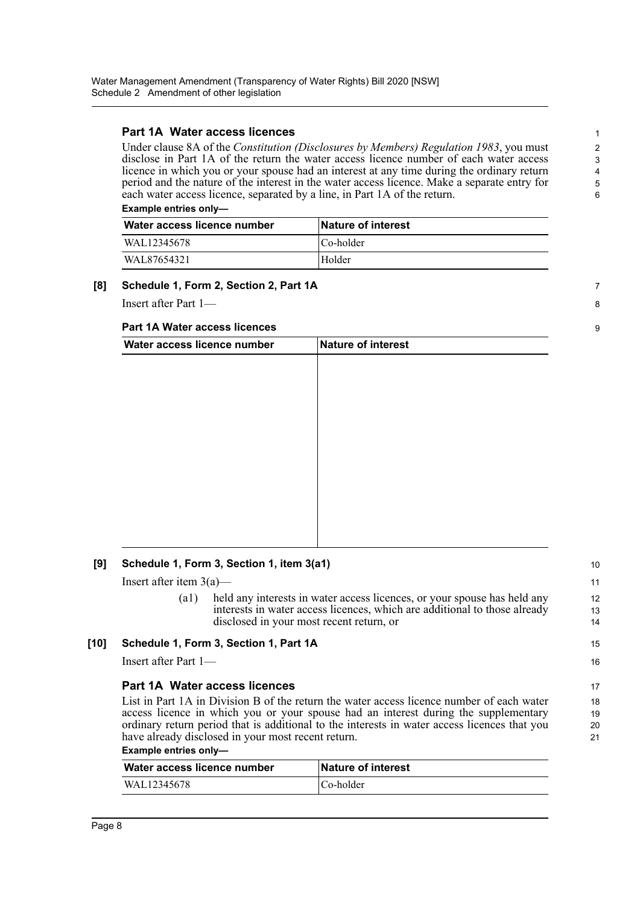### Part 1A Water access licences

Under clause 8A of the *Constitution (Disclosures by Members) Regulation 1983*, you must disclose in Part 1A of the return the water access licence number of each water access licence in which you or your spouse had an interest at any time during the ordinary return period and the nature of the interest in the water access licence. Make a separate entry for each water access licence, separated by a line, in Part 1A of the return.

**Example entries only—**

| Water access licence number | Nature of interest |
|---|---|
| WAL12345678 | Co-holder |
| WAL87654321 | Holder |

**[8] Schedule 1, Form 2, Section 2, Part 1A**

Insert after Part 1—

**Part 1A Water access licences**

| Water access licence number | Nature of interest |
|---|---|
| | |

**[9] Schedule 1, Form 3, Section 1, item 3(a1)**

Insert after item 3(a)—

(a1) held any interests in water access licences, or your spouse has held any interests in water access licences, which are additional to those already disclosed in your most recent return, or

**[10] Schedule 1, Form 3, Section 1, Part 1A**

Insert after Part 1—

### Part 1A Water access licences

List in Part 1A in Division B of the return the water access licence number of each water access licence in which you or your spouse had an interest during the supplementary ordinary return period that is additional to the interests in water access licences that you have already disclosed in your most recent return.

**Example entries only—**

| Water access licence number | Nature of interest |
|---|---|
| WAL12345678 | Co-holder |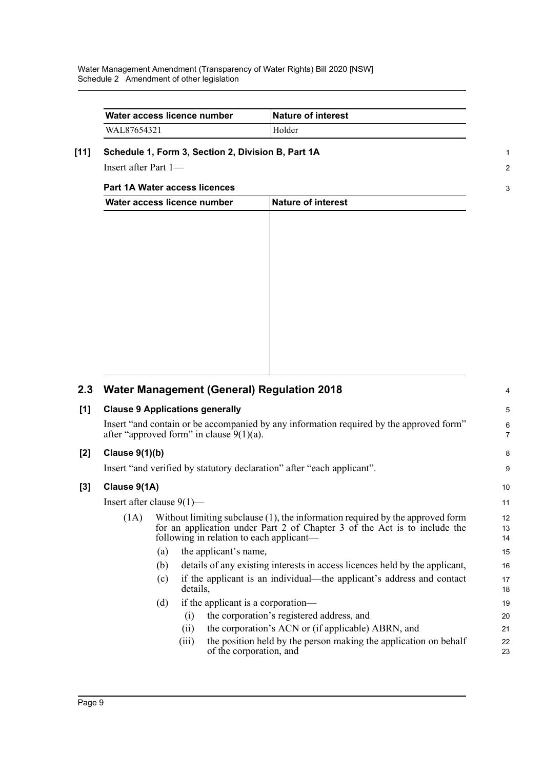| Water access licence number | Nature of interest |
| --- | --- |
| WAL87654321 | Holder |

**[11] Schedule 1, Form 3, Section 2, Division B, Part 1A**

Insert after Part 1—

**Part 1A Water access licences**

| Water access licence number | Nature of interest |
| --- | --- |
| | |

## 2.3 Water Management (General) Regulation 2018

**[1] Clause 9 Applications generally**

Insert "and contain or be accompanied by any information required by the approved form" after "approved form" in clause 9(1)(a).

**[2] Clause 9(1)(b)**

Insert "and verified by statutory declaration" after "each applicant".

**[3] Clause 9(1A)**

Insert after clause 9(1)—

(1A) Without limiting subclause (1), the information required by the approved form for an application under Part 2 of Chapter 3 of the Act is to include the following in relation to each applicant—

- (a) the applicant's name,
- (b) details of any existing interests in access licences held by the applicant,
- (c) if the applicant is an individual—the applicant's address and contact details,
- (d) if the applicant is a corporation—
  - (i) the corporation's registered address, and
  - (ii) the corporation's ACN or (if applicable) ABRN, and
  - (iii) the position held by the person making the application on behalf of the corporation, and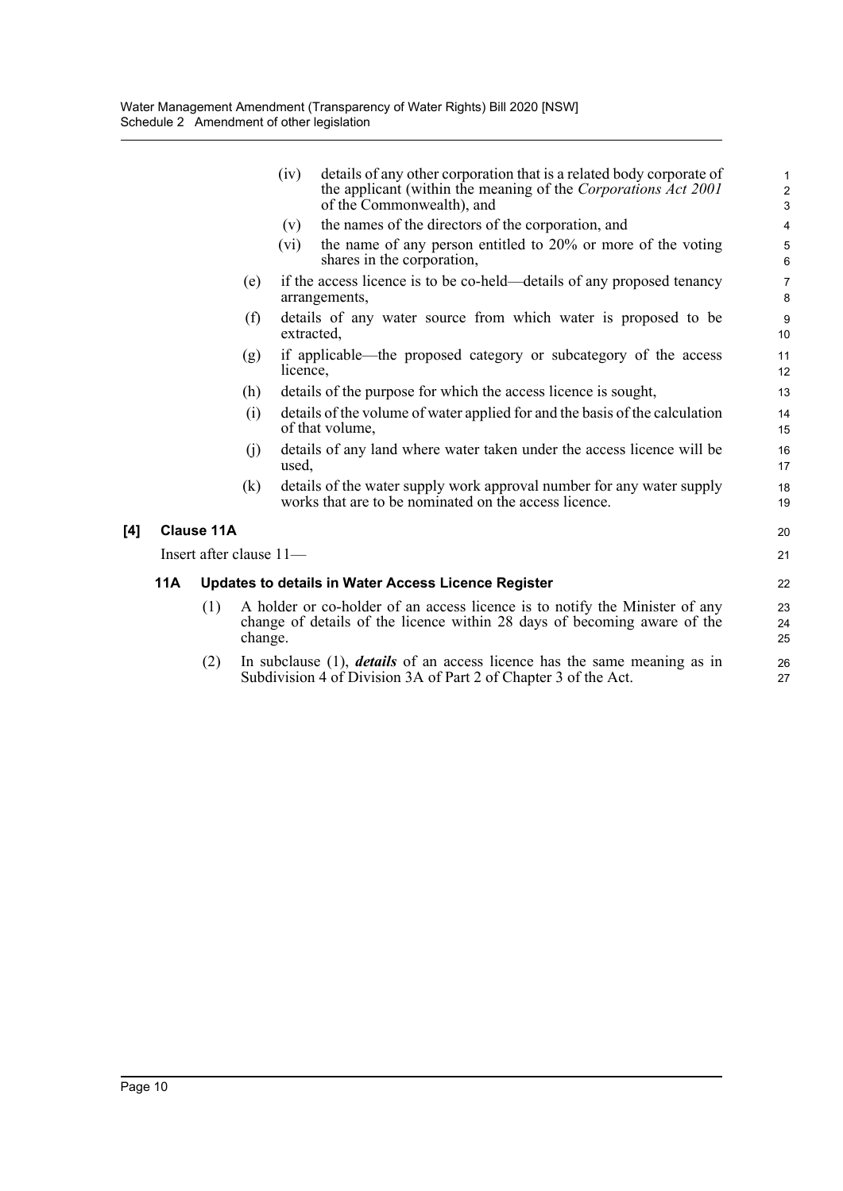(iv) details of any other corporation that is a related body corporate of the applicant (within the meaning of the *Corporations Act 2001* of the Commonwealth), and

(v) the names of the directors of the corporation, and

(vi) the name of any person entitled to 20% or more of the voting shares in the corporation,

(e) if the access licence is to be co-held—details of any proposed tenancy arrangements,

(f) details of any water source from which water is proposed to be extracted,

(g) if applicable—the proposed category or subcategory of the access licence,

(h) details of the purpose for which the access licence is sought,

(i) details of the volume of water applied for and the basis of the calculation of that volume,

(j) details of any land where water taken under the access licence will be used,

(k) details of the water supply work approval number for any water supply works that are to be nominated on the access licence.

**[4] Clause 11A**

Insert after clause 11—

**11A Updates to details in Water Access Licence Register**

(1) A holder or co-holder of an access licence is to notify the Minister of any change of details of the licence within 28 days of becoming aware of the change.

(2) In subclause (1), ***details*** of an access licence has the same meaning as in Subdivision 4 of Division 3A of Part 2 of Chapter 3 of the Act.